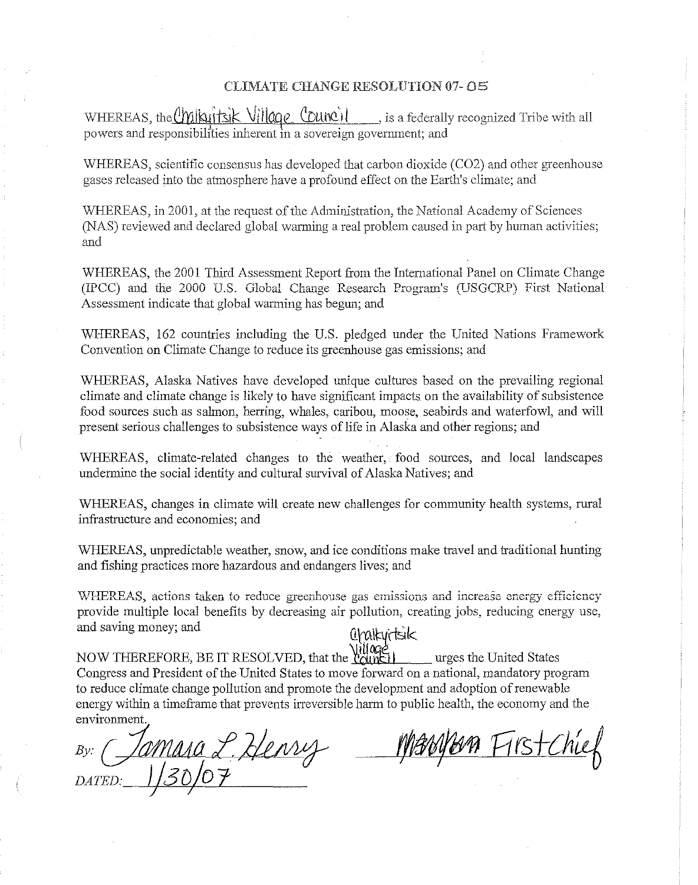# CLIMATE CHANGE RESOLUTION 07- 05

WHEREAS, the Chalkyitsik Village Council, is a federally recognized Tribe with all powers and responsibilities inherent in a sovereign government; and

WHEREAS, scientific consensus has developed that carbon dioxide ($CO_2$) and other greenhouse gases released into the atmosphere have a profound effect on the Earth's climate; and

WHEREAS, in 2001, at the request of the Administration, the National Academy of Sciences (NAS) reviewed and declared global warming a real problem caused in part by human activities; and

WHEREAS, the 2001 Third Assessment Report from the International Panel on Climate Change (IPCC) and the 2000 U.S. Global Change Research Program's (USGCRP) First National Assessment indicate that global warming has begun; and

WHEREAS, 162 countries including the U.S. pledged under the United Nations Framework Convention on Climate Change to reduce its greenhouse gas emissions; and

WHEREAS, Alaska Natives have developed unique cultures based on the prevailing regional climate and climate change is likely to have significant impacts on the availability of subsistence food sources such as salmon, herring, whales, caribou, moose, seabirds and waterfowl, and will present serious challenges to subsistence ways of life in Alaska and other regions; and

WHEREAS, climate-related changes to the weather, food sources, and local landscapes undermine the social identity and cultural survival of Alaska Natives; and

WHEREAS, changes in climate will create new challenges for community health systems, rural infrastructure and economies; and

WHEREAS, unpredictable weather, snow, and ice conditions make travel and traditional hunting and fishing practices more hazardous and endangers lives; and

WHEREAS, actions taken to reduce greenhouse gas emissions and increase energy efficiency provide multiple local benefits by decreasing air pollution, creating jobs, reducing energy use, and saving money; and

NOW THEREFORE, BE IT RESOLVED, that the Chalkyitsik Village Council urges the United States Congress and President of the United States to move forward on a national, mandatory program to reduce climate change pollution and promote the development and adoption of renewable energy within a timeframe that prevents irreversible harm to public health, the economy and the environment.

By: Tamara L. Henry — First Chief

DATED: 1/30/07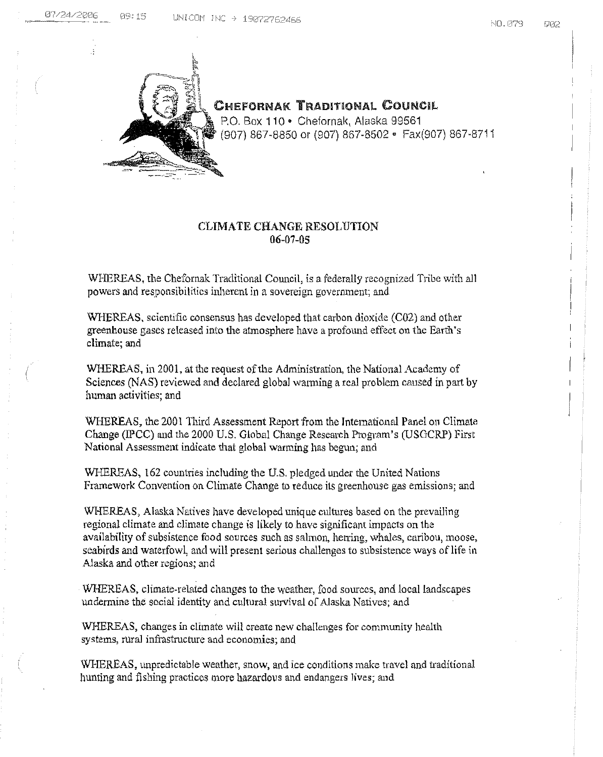**CHEFORNAK TRADITIONAL COUNCIL**
P.O. Box 110 • Chefornak, Alaska 99561
(907) 867-8850 or (907) 867-8502 • Fax(907) 867-8711

## CLIMATE CHANGE RESOLUTION
## 06-07-05

WHEREAS, the Chefornak Traditional Council, is a federally recognized Tribe with all powers and responsibilities inherent in a sovereign government; and

WHEREAS, scientific consensus has developed that carbon dioxide (C02) and other greenhouse gases released into the atmosphere have a profound effect on the Earth's climate; and

WHEREAS, in 2001, at the request of the Administration, the National Academy of Sciences (NAS) reviewed and declared global warming a real problem caused in part by human activities; and

WHEREAS, the 2001 Third Assessment Report from the International Panel on Climate Change (IPCC) and the 2000 U.S. Global Change Research Program's (USGCRP) First National Assessment indicate that global warming has begun; and

WHEREAS, 162 countries including the U.S. pledged under the United Nations Framework Convention on Climate Change to reduce its greenhouse gas emissions; and

WHEREAS, Alaska Natives have developed unique cultures based on the prevailing regional climate and climate change is likely to have significant impacts on the availability of subsistence food sources such as salmon, herring, whales, caribou, moose, seabirds and waterfowl, and will present serious challenges to subsistence ways of life in Alaska and other regions; and

WHEREAS, climate-related changes to the weather, food sources, and local landscapes undermine the social identity and cultural survival of Alaska Natives; and

WHEREAS, changes in climate will create new challenges for community health systems, rural infrastructure and economies; and

WHEREAS, unpredictable weather, snow, and ice conditions make travel and traditional hunting and fishing practices more hazardous and endangers lives; and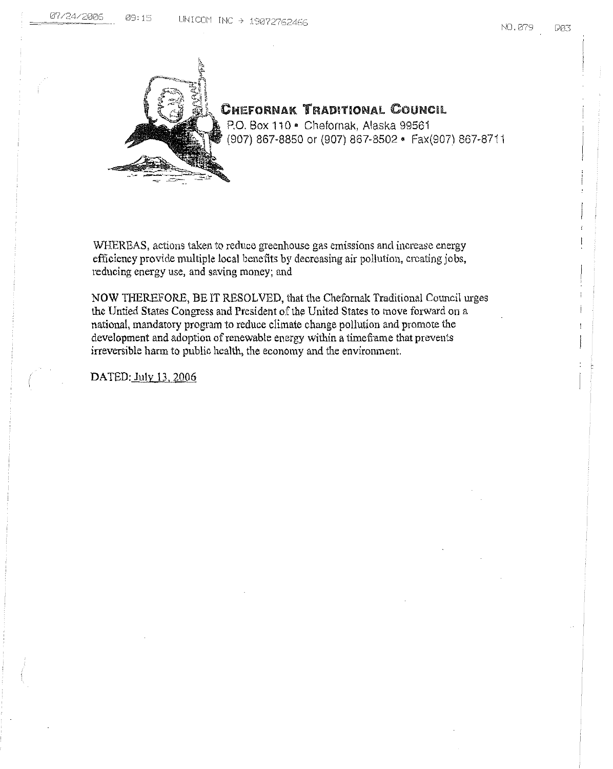**CHEFORNAK TRADITIONAL COUNCIL**
P.O. Box 110 • Chefornak, Alaska 99561
(907) 867-8850 or (907) 867-8502 • Fax(907) 867-8711

WHEREAS, actions taken to reduce greenhouse gas emissions and increase energy efficiency provide multiple local benefits by decreasing air pollution, creating jobs, reducing energy use, and saving money; and

NOW THEREFORE, BE IT RESOLVED, that the Chefornak Traditional Council urges the Untied States Congress and President of the United States to move forward on a national, mandatory program to reduce climate change pollution and promote the development and adoption of renewable energy within a timeframe that prevents irreversible harm to public health, the economy and the environment.

DATED: July 13, 2006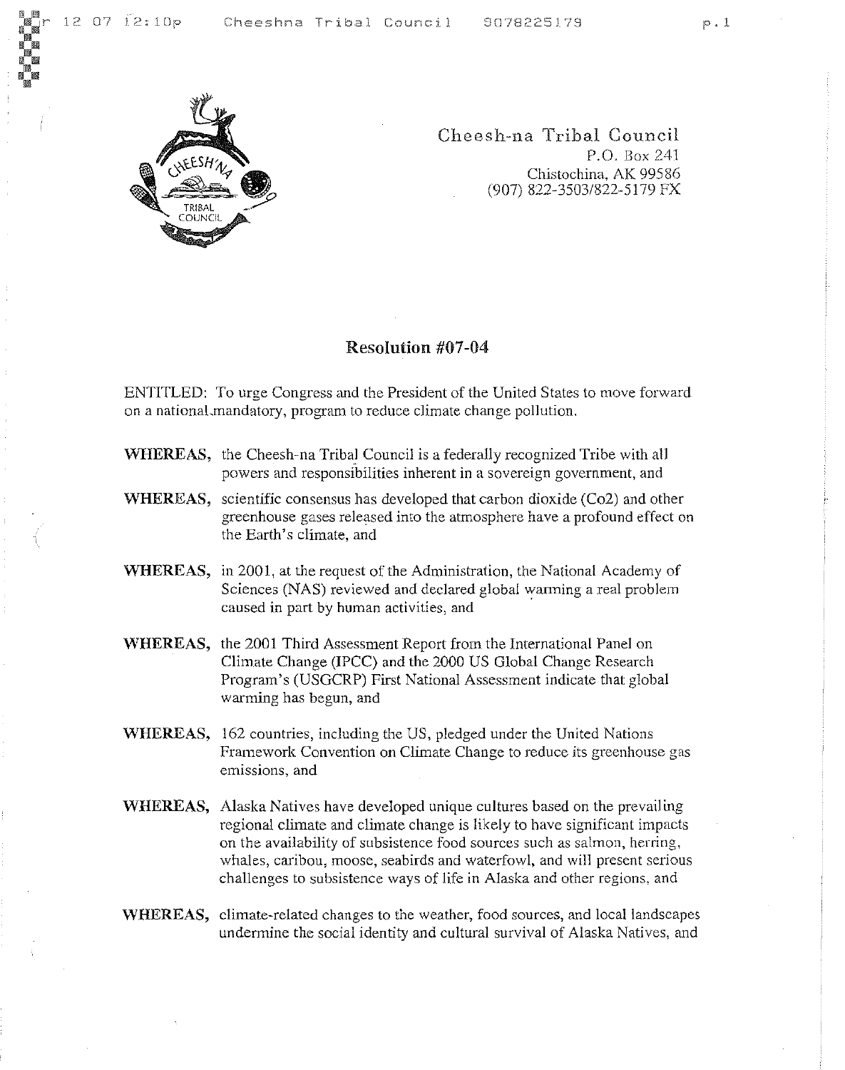Cheesh-na Tribal Council
P.O. Box 241
Chistochina, AK 99586
(907) 822-3503/822-5179 FX

## Resolution #07-04

ENTITLED: To urge Congress and the President of the United States to move forward on a national,mandatory, program to reduce climate change pollution.

**WHEREAS,** the Cheesh-na Tribal Council is a federally recognized Tribe with all powers and responsibilities inherent in a sovereign government, and

**WHEREAS,** scientific consensus has developed that carbon dioxide (Co2) and other greenhouse gases released into the atmosphere have a profound effect on the Earth's climate, and

**WHEREAS,** in 2001, at the request of the Administration, the National Academy of Sciences (NAS) reviewed and declared global warming a real problem caused in part by human activities, and

**WHEREAS,** the 2001 Third Assessment Report from the International Panel on Climate Change (IPCC) and the 2000 US Global Change Research Program's (USGCRP) First National Assessment indicate that global warming has begun, and

**WHEREAS,** 162 countries, including the US, pledged under the United Nations Framework Convention on Climate Change to reduce its greenhouse gas emissions, and

**WHEREAS,** Alaska Natives have developed unique cultures based on the prevailing regional climate and climate change is likely to have significant impacts on the availability of subsistence food sources such as salmon, herring, whales, caribou, moose, seabirds and waterfowl, and will present serious challenges to subsistence ways of life in Alaska and other regions, and

**WHEREAS,** climate-related changes to the weather, food sources, and local landscapes undermine the social identity and cultural survival of Alaska Natives, and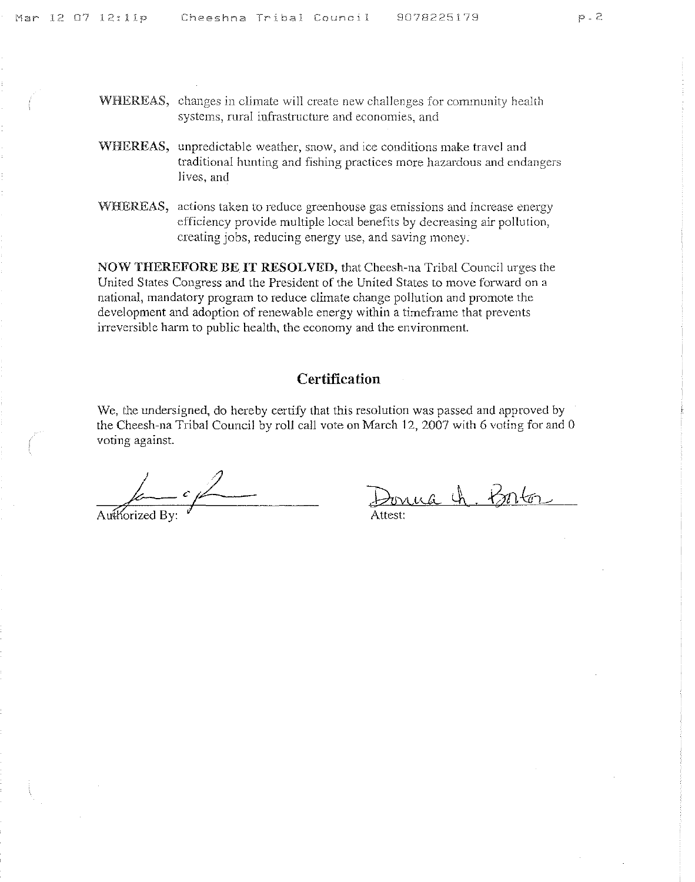**WHEREAS,** changes in climate will create new challenges for community health systems, rural infrastructure and economies, and

**WHEREAS,** unpredictable weather, snow, and ice conditions make travel and traditional hunting and fishing practices more hazardous and endangers lives, and

**WHEREAS,** actions taken to reduce greenhouse gas emissions and increase energy efficiency provide multiple local benefits by decreasing air pollution, creating jobs, reducing energy use, and saving money.

**NOW THEREFORE BE IT RESOLVED,** that Cheesh-na Tribal Council urges the United States Congress and the President of the United States to move forward on a national, mandatory program to reduce climate change pollution and promote the development and adoption of renewable energy within a timeframe that prevents irreversible harm to public health, the economy and the environment.

## Certification

We, the undersigned, do hereby certify that this resolution was passed and approved by the Cheesh-na Tribal Council by roll call vote on March 12, 2007 with 6 voting for and 0 voting against.

Authorized By: [signature]

Attest: Donna A. Barton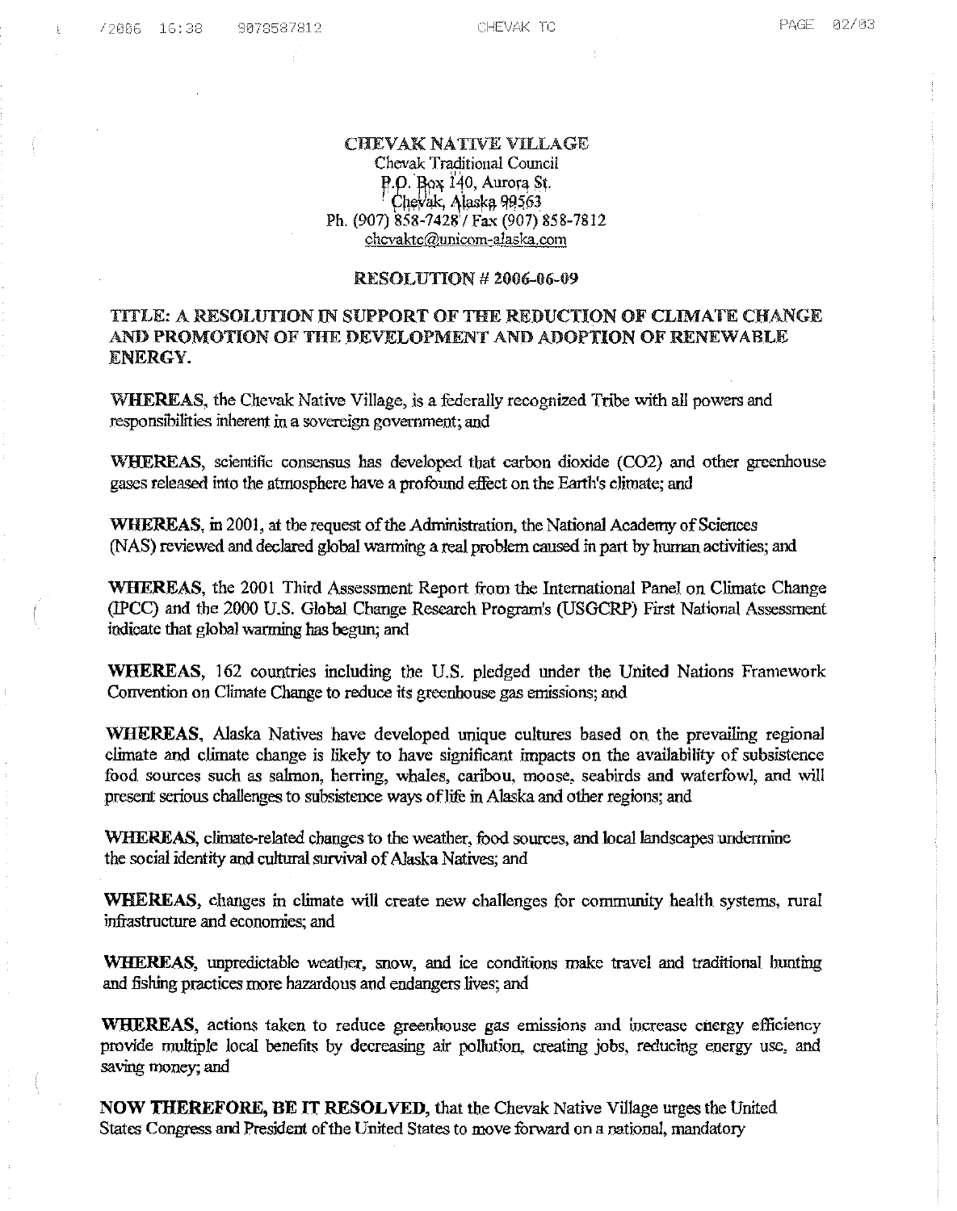**CHEVAK NATIVE VILLAGE**
Chevak Traditional Council
P.O. Box 140, Aurora St.
Chevak, Alaska 99563
Ph. (907) 858-7428 / Fax (907) 858-7812
chevaktc@unicom-alaska.com

**RESOLUTION # 2006-06-09**

**TITLE: A RESOLUTION IN SUPPORT OF THE REDUCTION OF CLIMATE CHANGE AND PROMOTION OF THE DEVELOPMENT AND ADOPTION OF RENEWABLE ENERGY.**

**WHEREAS**, the Chevak Native Village, is a federally recognized Tribe with all powers and responsibilities inherent in a sovereign government; and

**WHEREAS**, scientific consensus has developed that carbon dioxide ($CO_2$) and other greenhouse gases released into the atmosphere have a profound effect on the Earth's climate; and

**WHEREAS**, in 2001, at the request of the Administration, the National Academy of Sciences (NAS) reviewed and declared global warming a real problem caused in part by human activities; and

**WHEREAS**, the 2001 Third Assessment Report from the International Panel on Climate Change (IPCC) and the 2000 U.S. Global Change Research Program's (USGCRP) First National Assessment indicate that global warming has begun; and

**WHEREAS**, 162 countries including the U.S. pledged under the United Nations Framework Convention on Climate Change to reduce its greenhouse gas emissions; and

**WHEREAS**, Alaska Natives have developed unique cultures based on the prevailing regional climate and climate change is likely to have significant impacts on the availability of subsistence food sources such as salmon, herring, whales, caribou, moose, seabirds and waterfowl, and will present serious challenges to subsistence ways of life in Alaska and other regions; and

**WHEREAS**, climate-related changes to the weather, food sources, and local landscapes undermine the social identity and cultural survival of Alaska Natives; and

**WHEREAS**, changes in climate will create new challenges for community health systems, rural infrastructure and economies; and

**WHEREAS**, unpredictable weather, snow, and ice conditions make travel and traditional hunting and fishing practices more hazardous and endangers lives; and

**WHEREAS**, actions taken to reduce greenhouse gas emissions and increase energy efficiency provide multiple local benefits by decreasing air pollution, creating jobs, reducing energy use, and saving money; and

**NOW THEREFORE, BE IT RESOLVED,** that the Chevak Native Village urges the United States Congress and President of the United States to move forward on a national, mandatory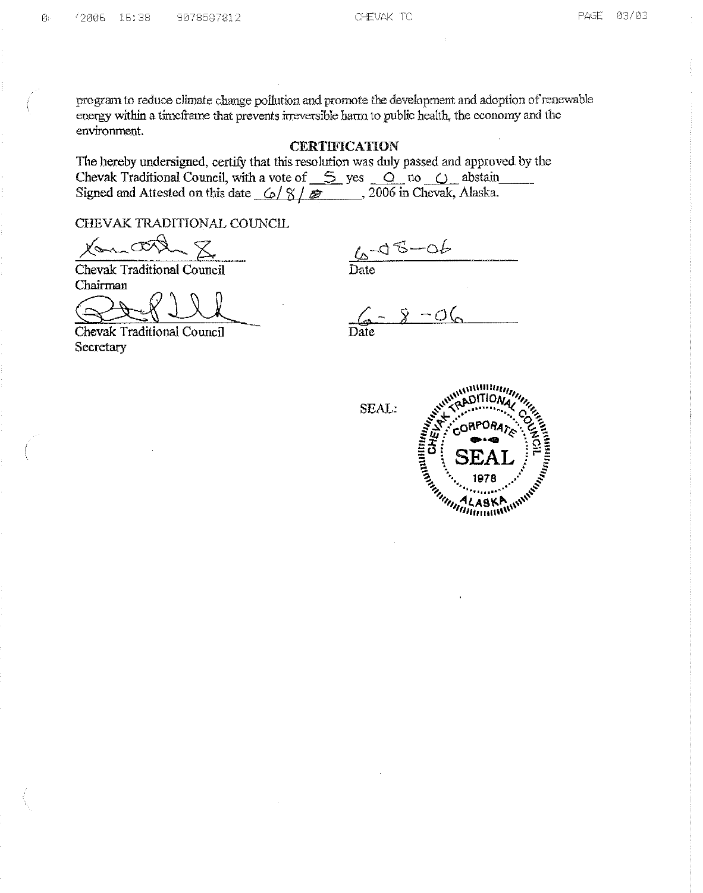program to reduce climate change pollution and promote the development and adoption of renewable energy within a timeframe that prevents irreversible harm to public health, the economy and the environment.

## CERTIFICATION

The hereby undersigned, certify that this resolution was duly passed and approved by the Chevak Traditional Council, with a vote of 5 yes 0 no 0 abstain ______
Signed and Attested on this date 6/8/06, 2006 in Chevak, Alaska.

CHEVAK TRADITIONAL COUNCIL

Chevak Traditional Council Chairman — Date: 6-08-06

Chevak Traditional Council Secretary — Date: 6-8-06

SEAL: CHEVAK TRADITIONAL COUNCIL CORPORATE SEAL 1978 ALASKA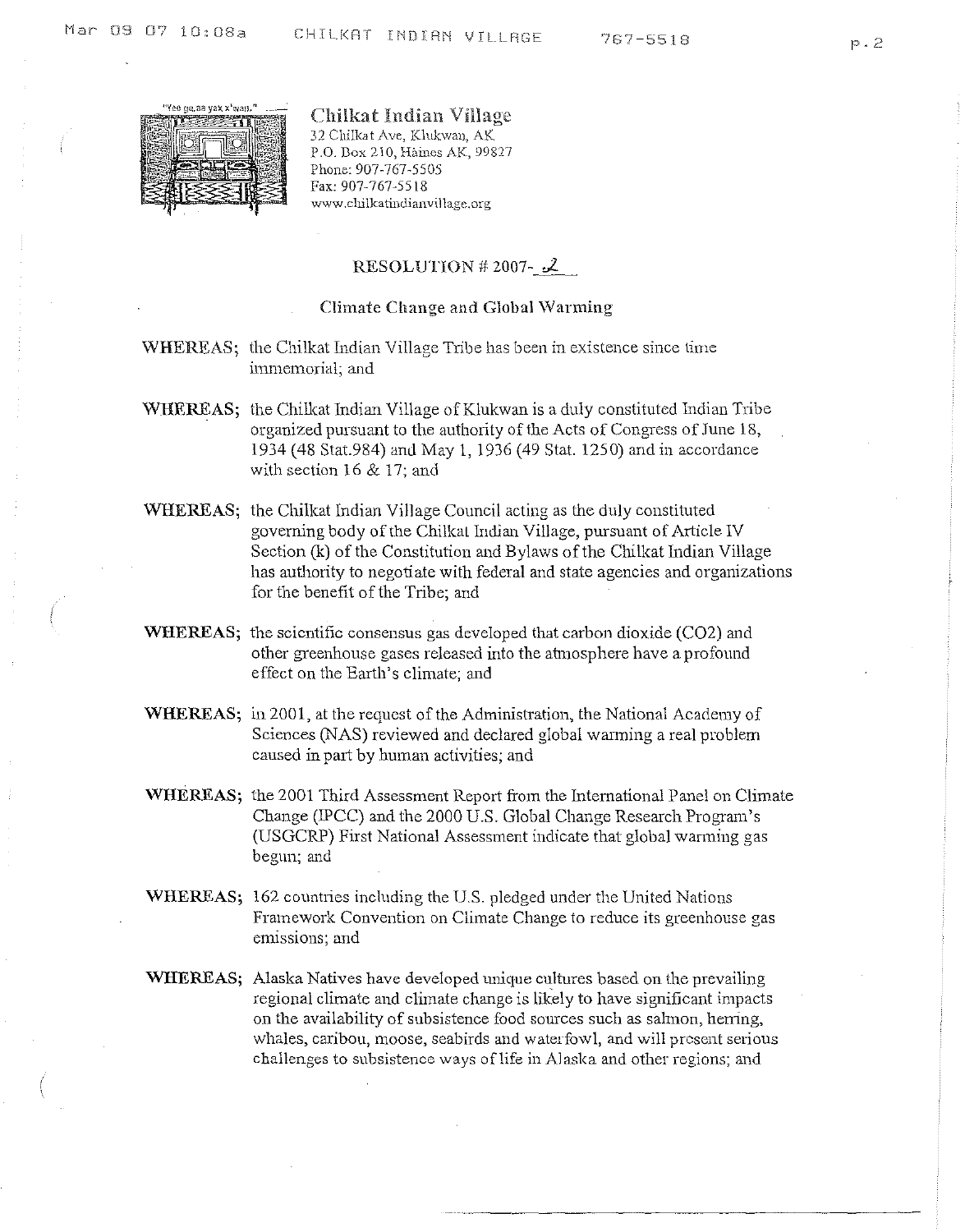**Chilkat Indian Village**
32 Chilkat Ave, Klukwan, AK
P.O. Box 210, Haines AK, 99827
Phone: 907-767-5505
Fax: 907-767-5518
www.chilkatindianvillage.org

## RESOLUTION # 2007-2

### Climate Change and Global Warming

**WHEREAS;** the Chilkat Indian Village Tribe has been in existence since time immemorial; and

**WHEREAS;** the Chilkat Indian Village of Klukwan is a duly constituted Indian Tribe organized pursuant to the authority of the Acts of Congress of June 18, 1934 (48 Stat.984) and May 1, 1936 (49 Stat. 1250) and in accordance with section 16 & 17; and

**WHEREAS;** the Chilkat Indian Village Council acting as the duly constituted governing body of the Chilkat Indian Village, pursuant of Article IV Section (k) of the Constitution and Bylaws of the Chilkat Indian Village has authority to negotiate with federal and state agencies and organizations for the benefit of the Tribe; and

**WHEREAS;** the scientific consensus gas developed that carbon dioxide ($CO_2$) and other greenhouse gases released into the atmosphere have a profound effect on the Earth's climate; and

**WHEREAS;** in 2001, at the request of the Administration, the National Academy of Sciences (NAS) reviewed and declared global warming a real problem caused in part by human activities; and

**WHEREAS;** the 2001 Third Assessment Report from the International Panel on Climate Change (IPCC) and the 2000 U.S. Global Change Research Program's (USGCRP) First National Assessment indicate that global warming gas begun; and

**WHEREAS;** 162 countries including the U.S. pledged under the United Nations Framework Convention on Climate Change to reduce its greenhouse gas emissions; and

**WHEREAS;** Alaska Natives have developed unique cultures based on the prevailing regional climate and climate change is likely to have significant impacts on the availability of subsistence food sources such as salmon, herring, whales, caribou, moose, seabirds and waterfowl, and will present serious challenges to subsistence ways of life in Alaska and other regions; and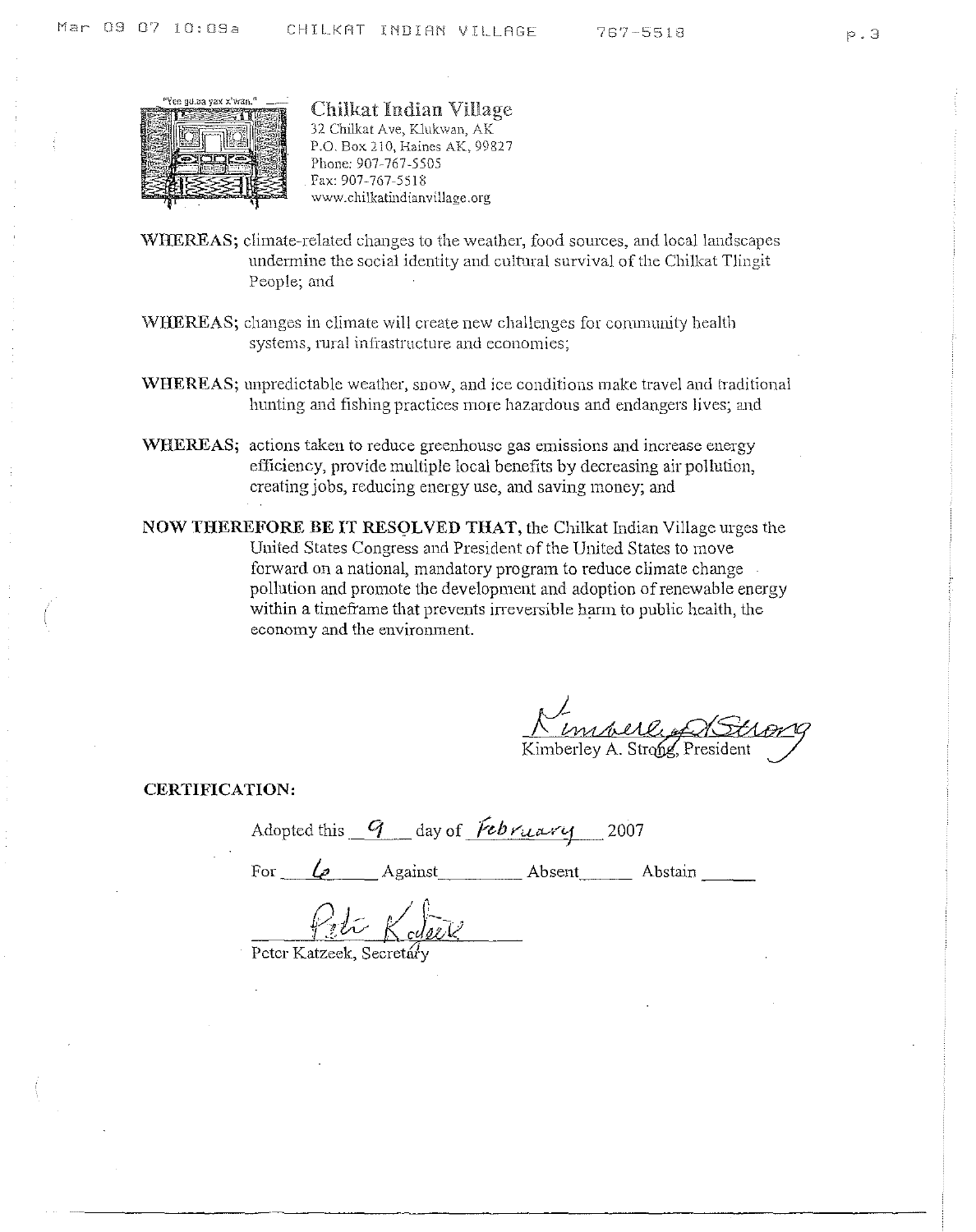"Yee gu.aa yax x'wan."

**Chilkat Indian Village**
32 Chilkat Ave, Klukwan, AK
P.O. Box 210, Haines AK, 99827
Phone: 907-767-5505
Fax: 907-767-5518
www.chilkatindianvillage.org

**WHEREAS;** climate-related changes to the weather, food sources, and local landscapes undermine the social identity and cultural survival of the Chilkat Tlingit People; and

**WHEREAS;** changes in climate will create new challenges for community health systems, rural infrastructure and economies;

**WHEREAS;** unpredictable weather, snow, and ice conditions make travel and traditional hunting and fishing practices more hazardous and endangers lives; and

**WHEREAS;** actions taken to reduce greenhouse gas emissions and increase energy efficiency, provide multiple local benefits by decreasing air pollution, creating jobs, reducing energy use, and saving money; and

**NOW THEREFORE BE IT RESOLVED THAT,** the Chilkat Indian Village urges the United States Congress and President of the United States to move forward on a national, mandatory program to reduce climate change pollution and promote the development and adoption of renewable energy within a timeframe that prevents irreversible harm to public health, the economy and the environment.

Kimberley A. Strong, President

**CERTIFICATION:**

Adopted this 9 day of February 2007

For 6 Against ____ Absent ____ Abstain ____

Peter Katzeek, Secretary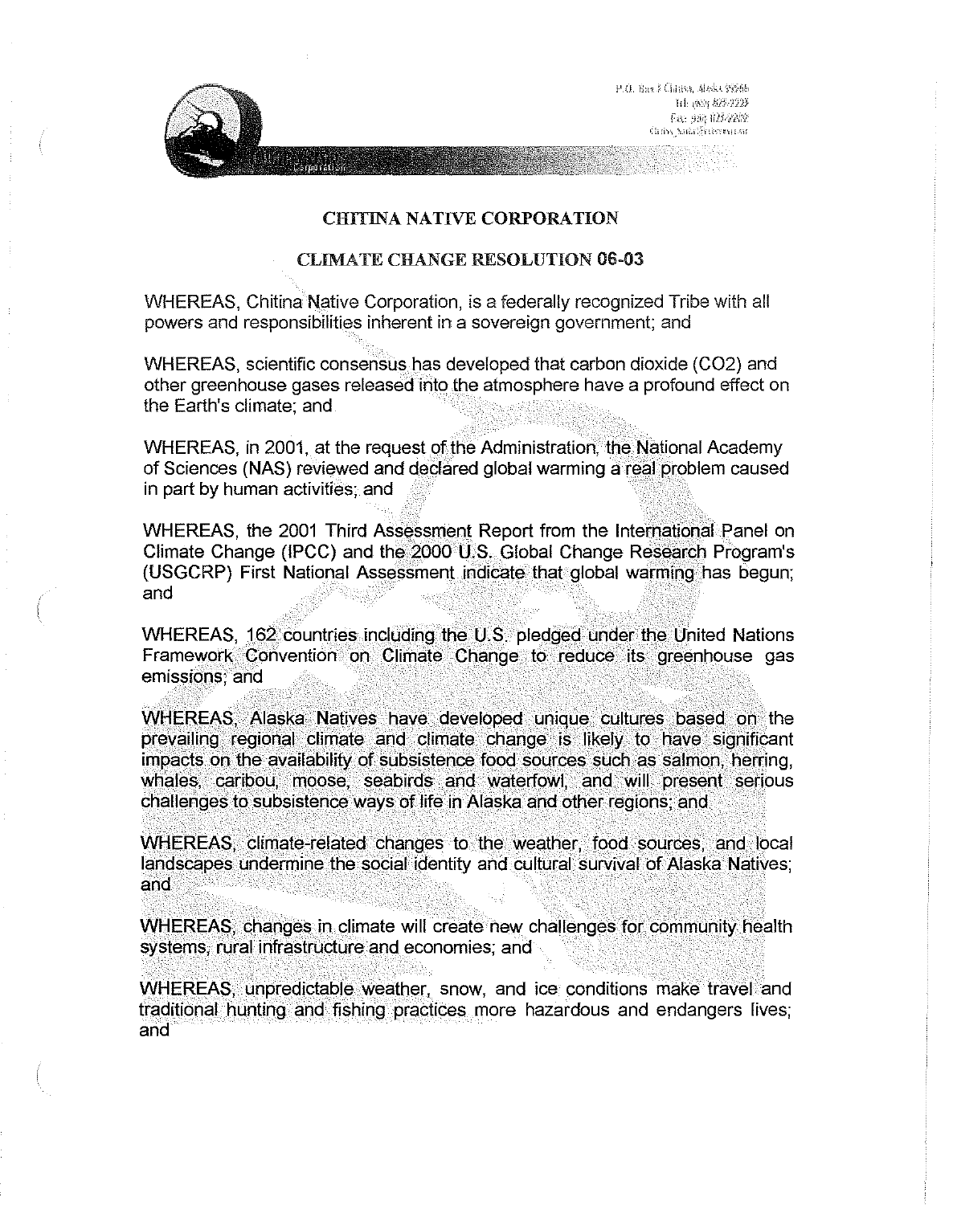P.O. Box 3 Chitina, Alaska 99566
Tel: (907) 823-2223
Fax: (907) 823-2202

## CHITINA NATIVE CORPORATION

## CLIMATE CHANGE RESOLUTION 06-03

WHEREAS, Chitina Native Corporation, is a federally recognized Tribe with all powers and responsibilities inherent in a sovereign government; and

WHEREAS, scientific consensus has developed that carbon dioxide ($CO_2$) and other greenhouse gases released into the atmosphere have a profound effect on the Earth's climate; and

WHEREAS, in 2001, at the request of the Administration, the National Academy of Sciences (NAS) reviewed and declared global warming a real problem caused in part by human activities; and

WHEREAS, the 2001 Third Assessment Report from the International Panel on Climate Change (IPCC) and the 2000 U.S. Global Change Research Program's (USGCRP) First National Assessment indicate that global warming has begun; and

WHEREAS, 162 countries including the U.S. pledged under the United Nations Framework Convention on Climate Change to reduce its greenhouse gas emissions; and

WHEREAS, Alaska Natives have developed unique cultures based on the prevailing regional climate and climate change is likely to have significant impacts on the availability of subsistence food sources such as salmon, herring, whales, caribou, moose, seabirds and waterfowl, and will present serious challenges to subsistence ways of life in Alaska and other regions; and

WHEREAS, climate-related changes to the weather, food sources, and local landscapes undermine the social identity and cultural survival of Alaska Natives; and

WHEREAS, changes in climate will create new challenges for community health systems, rural infrastructure and economies; and

WHEREAS, unpredictable weather, snow, and ice conditions make travel and traditional hunting and fishing practices more hazardous and endangers lives; and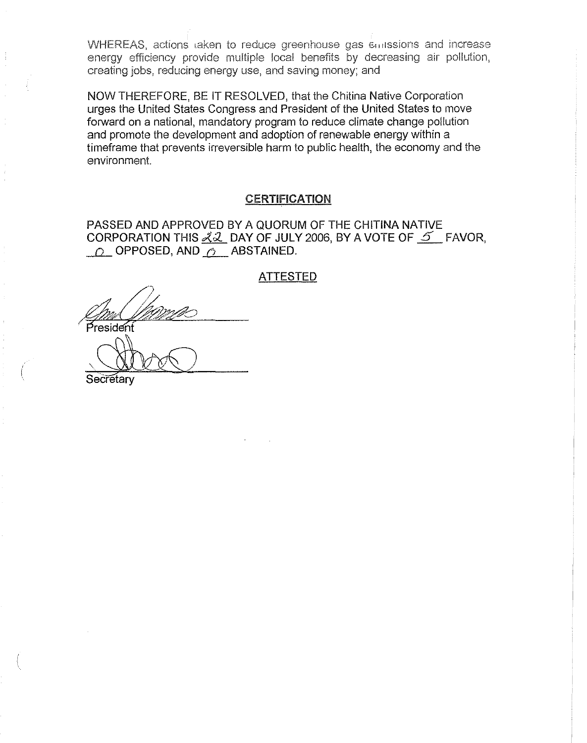WHEREAS, actions taken to reduce greenhouse gas emissions and increase energy efficiency provide multiple local benefits by decreasing air pollution, creating jobs, reducing energy use, and saving money; and

NOW THEREFORE, BE IT RESOLVED, that the Chitina Native Corporation urges the United States Congress and President of the United States to move forward on a national, mandatory program to reduce climate change pollution and promote the development and adoption of renewable energy within a timeframe that prevents irreversible harm to public health, the economy and the environment.

## CERTIFICATION

PASSED AND APPROVED BY A QUORUM OF THE CHITINA NATIVE CORPORATION THIS 22 DAY OF JULY 2006, BY A VOTE OF 5 FAVOR, 0 OPPOSED, AND 0 ABSTAINED.

ATTESTED

President

Secretary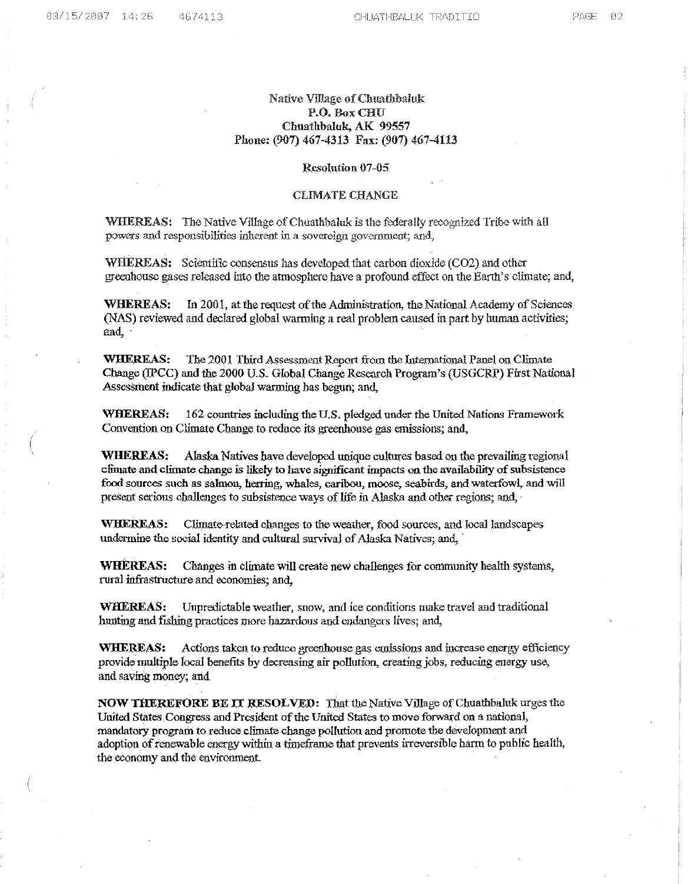Native Village of Chuathbaluk
P.O. Box CHU
Chuathbaluk, AK 99557
Phone: (907) 467-4313 Fax: (907) 467-4113

Resolution 07-05

CLIMATE CHANGE

**WHEREAS:** The Native Village of Chuathbaluk is the federally recognized Tribe with all powers and responsibilities inherent in a sovereign government; and,

**WHEREAS:** Scientific consensus has developed that carbon dioxide ($CO_2$) and other greenhouse gases released into the atmosphere have a profound effect on the Earth's climate; and,

**WHEREAS:** In 2001, at the request of the Administration, the National Academy of Sciences (NAS) reviewed and declared global warming a real problem caused in part by human activities; and,

**WHEREAS:** The 2001 Third Assessment Report from the International Panel on Climate Change (IPCC) and the 2000 U.S. Global Change Research Program's (USGCRP) First National Assessment indicate that global warming has begun; and,

**WHEREAS:** 162 countries including the U.S. pledged under the United Nations Framework Convention on Climate Change to reduce its greenhouse gas emissions; and,

**WHEREAS:** Alaska Natives have developed unique cultures based on the prevailing regional climate and climate change is likely to have significant impacts on the availability of subsistence food sources such as salmon, herring, whales, caribou, moose, seabirds, and waterfowl, and will present serious challenges to subsistence ways of life in Alaska and other regions; and,

**WHEREAS:** Climate-related changes to the weather, food sources, and local landscapes undermine the social identity and cultural survival of Alaska Natives; and,

**WHEREAS:** Changes in climate will create new challenges for community health systems, rural infrastructure and economies; and,

**WHEREAS:** Unpredictable weather, snow, and ice conditions make travel and traditional hunting and fishing practices more hazardous and endangers lives; and,

**WHEREAS:** Actions taken to reduce greenhouse gas emissions and increase energy efficiency provide multiple local benefits by decreasing air pollution, creating jobs, reducing energy use, and saving money; and

**NOW THEREFORE BE IT RESOLVED:** That the Native Village of Chuathbaluk urges the United States Congress and President of the United States to move forward on a national, mandatory program to reduce climate change pollution and promote the development and adoption of renewable energy within a timeframe that prevents irreversible harm to public health, the economy and the environment.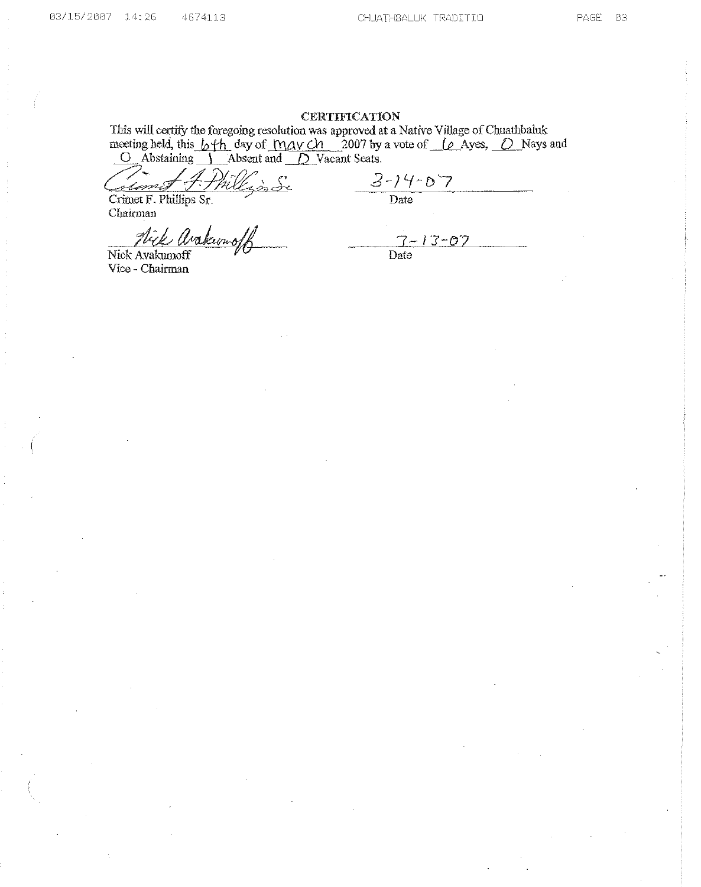## CERTIFICATION

This will certify the foregoing resolution was approved at a Native Village of Chuathbaluk meeting held, this 6th day of March 2007 by a vote of 6 Ayes, 0 Nays and 0 Abstaining 1 Absent and 0 Vacant Seats.

Crimet F. Phillips Sr.
Crimet F. Phillips Sr.
Chairman

3-14-07
Date

Nick Avakumoff
Nick Avakumoff
Vice - Chairman

3-13-07
Date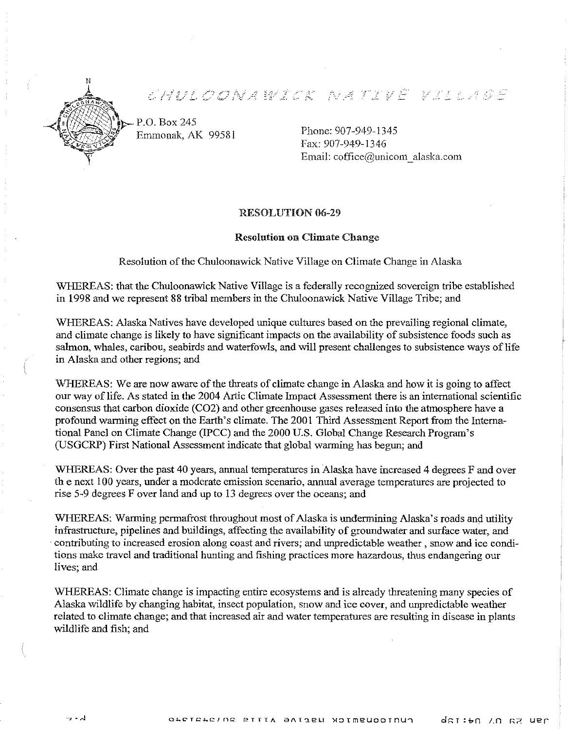CHULOONAWICK NATIVE VILLAGE

P.O. Box 245
Emmonak, AK 99581

Phone: 907-949-1345
Fax: 907-949-1346
Email: coffice@unicom_alaska.com

**RESOLUTION 06-29**

**Resolution on Climate Change**

Resolution of the Chuloonawick Native Village on Climate Change in Alaska

WHEREAS: that the Chuloonawick Native Village is a federally recognized sovereign tribe established in 1998 and we represent 88 tribal members in the Chuloonawick Native Village Tribe; and

WHEREAS: Alaska Natives have developed unique cultures based on the prevailing regional climate, and climate change is likely to have significant impacts on the availability of subsistence foods such as salmon, whales, caribou, seabirds and waterfowls, and will present challenges to subsistence ways of life in Alaska and other regions; and

WHEREAS: We are now aware of the threats of climate change in Alaska and how it is going to affect our way of life. As stated in the 2004 Artic Climate Impact Assessment there is an international scientific consensus that carbon dioxide (CO2) and other greenhouse gases released into the atmosphere have a profound warming effect on the Earth's climate. The 2001 Third Assessment Report from the International Panel on Climate Change (IPCC) and the 2000 U.S. Global Change Research Program's (USGCRP) First National Assessment indicate that global warming has begun; and

WHEREAS: Over the past 40 years, annual temperatures in Alaska have increased 4 degrees F and over th e next 100 years, under a moderate emission scenario, annual average temperatures are projected to rise 5-9 degrees F over land and up to 13 degrees over the oceans; and

WHEREAS: Warming permafrost throughout most of Alaska is undermining Alaska's roads and utility infrastructure, pipelines and buildings, affecting the availability of groundwater and surface water, and contributing to increased erosion along coast and rivers; and unpredictable weather , snow and ice conditions make travel and traditional hunting and fishing practices more hazardous, thus endangering our lives; and

WHEREAS: Climate change is impacting entire ecosystems and is already threatening many species of Alaska wildlife by changing habitat, insect population, snow and ice cover, and unpredictable weather related to climate change; and that increased air and water temperatures are resulting in disease in plants wildlife and fish; and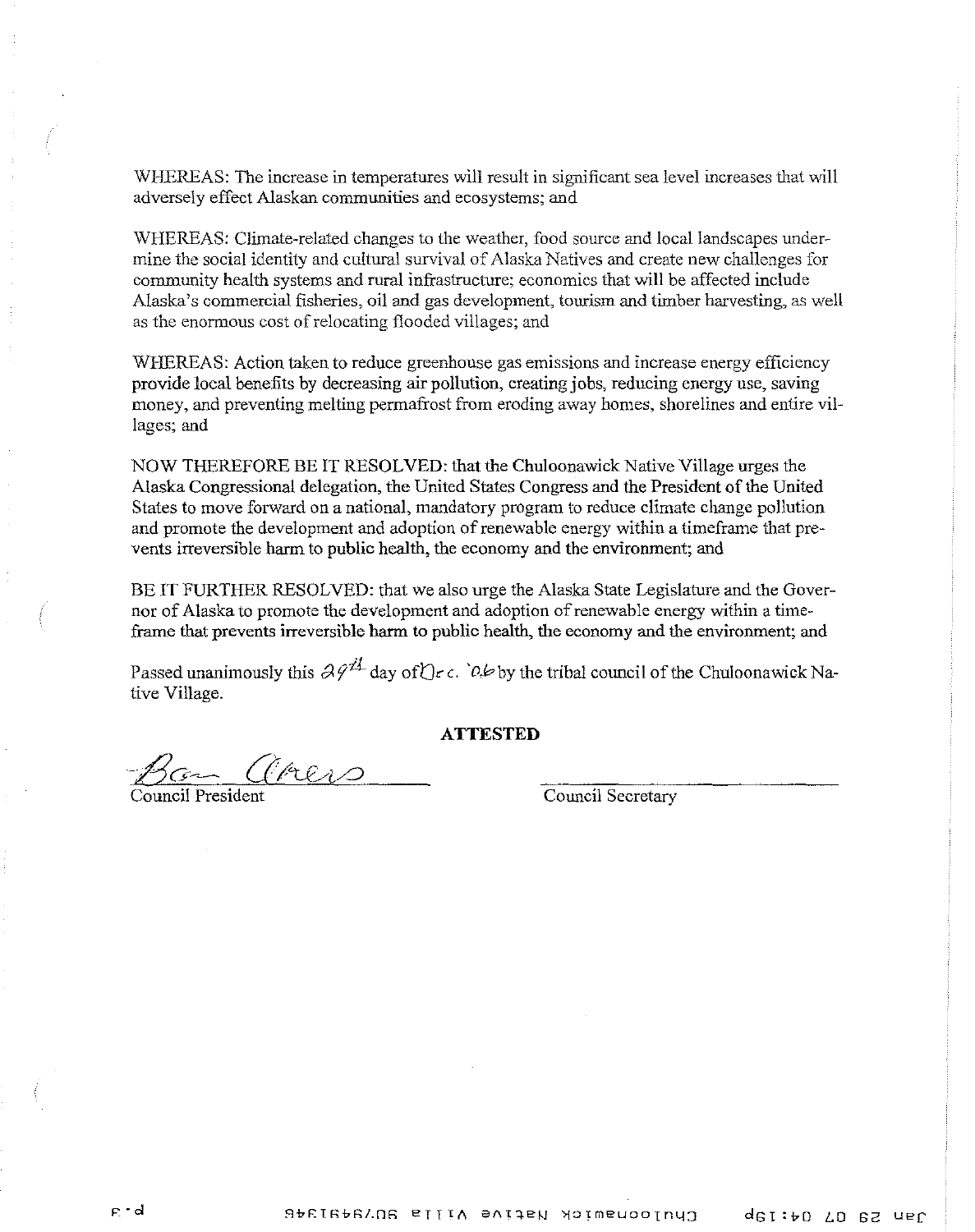WHEREAS: The increase in temperatures will result in significant sea level increases that will adversely effect Alaskan communities and ecosystems; and

WHEREAS: Climate-related changes to the weather, food source and local landscapes undermine the social identity and cultural survival of Alaska Natives and create new challenges for community health systems and rural infrastructure; economics that will be affected include Alaska's commercial fisheries, oil and gas development, tourism and timber harvesting, as well as the enormous cost of relocating flooded villages; and

WHEREAS: Action taken to reduce greenhouse gas emissions and increase energy efficiency provide local benefits by decreasing air pollution, creating jobs, reducing energy use, saving money, and preventing melting permafrost from eroding away homes, shorelines and entire villages; and

NOW THEREFORE BE IT RESOLVED: that the Chuloonawick Native Village urges the Alaska Congressional delegation, the United States Congress and the President of the United States to move forward on a national, mandatory program to reduce climate change pollution and promote the development and adoption of renewable energy within a timeframe that prevents irreversible harm to public health, the economy and the environment; and

BE IT FURTHER RESOLVED: that we also urge the Alaska State Legislature and the Governor of Alaska to promote the development and adoption of renewable energy within a timeframe that prevents irreversible harm to public health, the economy and the environment; and

Passed unanimously this 29th day of Dec. '06 by the tribal council of the Chuloonawick Native Village.

**ATTESTED**

Council President

Council Secretary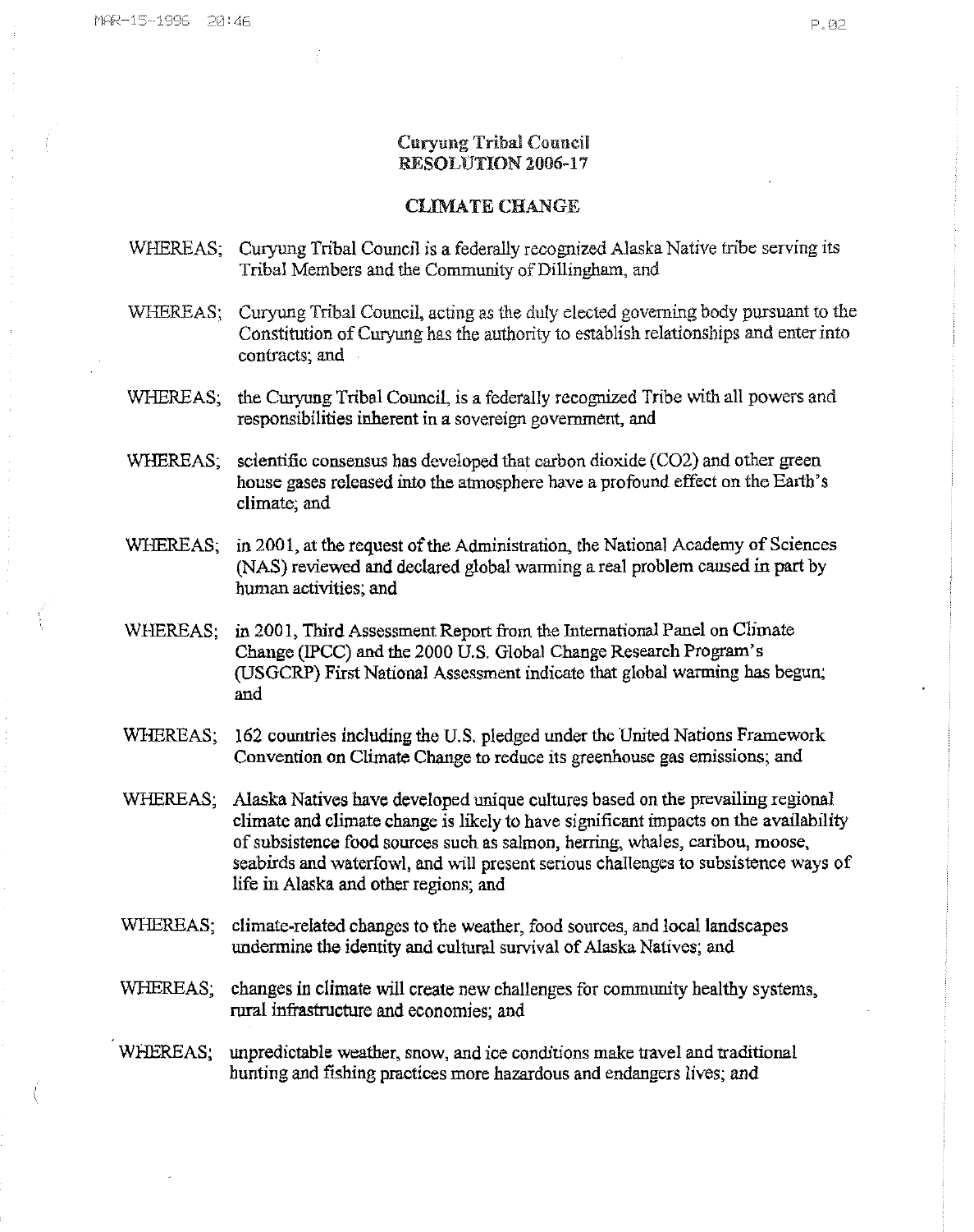**Curyung Tribal Council**
**RESOLUTION 2006-17**

**CLIMATE CHANGE**

WHEREAS; Curyung Tribal Council is a federally recognized Alaska Native tribe serving its Tribal Members and the Community of Dillingham, and

WHEREAS; Curyung Tribal Council, acting as the duly elected governing body pursuant to the Constitution of Curyung has the authority to establish relationships and enter into contracts; and

WHEREAS; the Curyung Tribal Council, is a federally recognized Tribe with all powers and responsibilities inherent in a sovereign government, and

WHEREAS; scientific consensus has developed that carbon dioxide ($CO_2$) and other green house gases released into the atmosphere have a profound effect on the Earth's climate; and

WHEREAS; in 2001, at the request of the Administration, the National Academy of Sciences (NAS) reviewed and declared global warming a real problem caused in part by human activities; and

WHEREAS; in 2001, Third Assessment Report from the International Panel on Climate Change (IPCC) and the 2000 U.S. Global Change Research Program's (USGCRP) First National Assessment indicate that global warming has begun; and

WHEREAS; 162 countries including the U.S. pledged under the United Nations Framework Convention on Climate Change to reduce its greenhouse gas emissions; and

WHEREAS; Alaska Natives have developed unique cultures based on the prevailing regional climate and climate change is likely to have significant impacts on the availability of subsistence food sources such as salmon, herring, whales, caribou, moose, seabirds and waterfowl, and will present serious challenges to subsistence ways of life in Alaska and other regions; and

WHEREAS; climate-related changes to the weather, food sources, and local landscapes undermine the identity and cultural survival of Alaska Natives; and

WHEREAS; changes in climate will create new challenges for community healthy systems, rural infrastructure and economies; and

WHEREAS; unpredictable weather, snow, and ice conditions make travel and traditional hunting and fishing practices more hazardous and endangers lives; and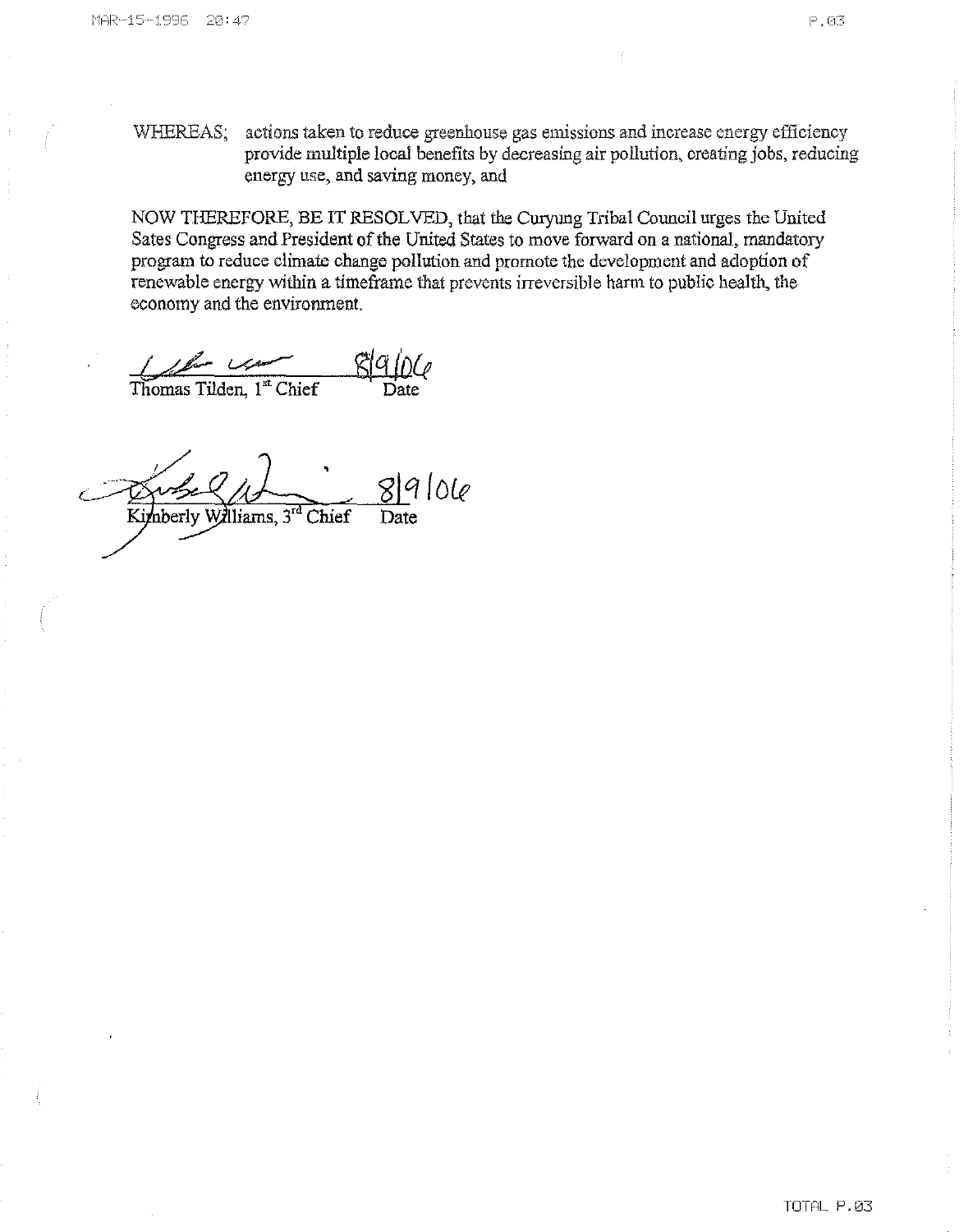WHEREAS; actions taken to reduce greenhouse gas emissions and increase energy efficiency provide multiple local benefits by decreasing air pollution, creating jobs, reducing energy use, and saving money, and

NOW THEREFORE, BE IT RESOLVED, that the Curyung Tribal Council urges the United Sates Congress and President of the United States to move forward on a national, mandatory program to reduce climate change pollution and promote the development and adoption of renewable energy within a timeframe that prevents irreversible harm to public health, the economy and the environment.

Thomas Tilden, 1st Chief — Date: 8/9/06

Kimberly Williams, 3rd Chief — Date: 8/9/06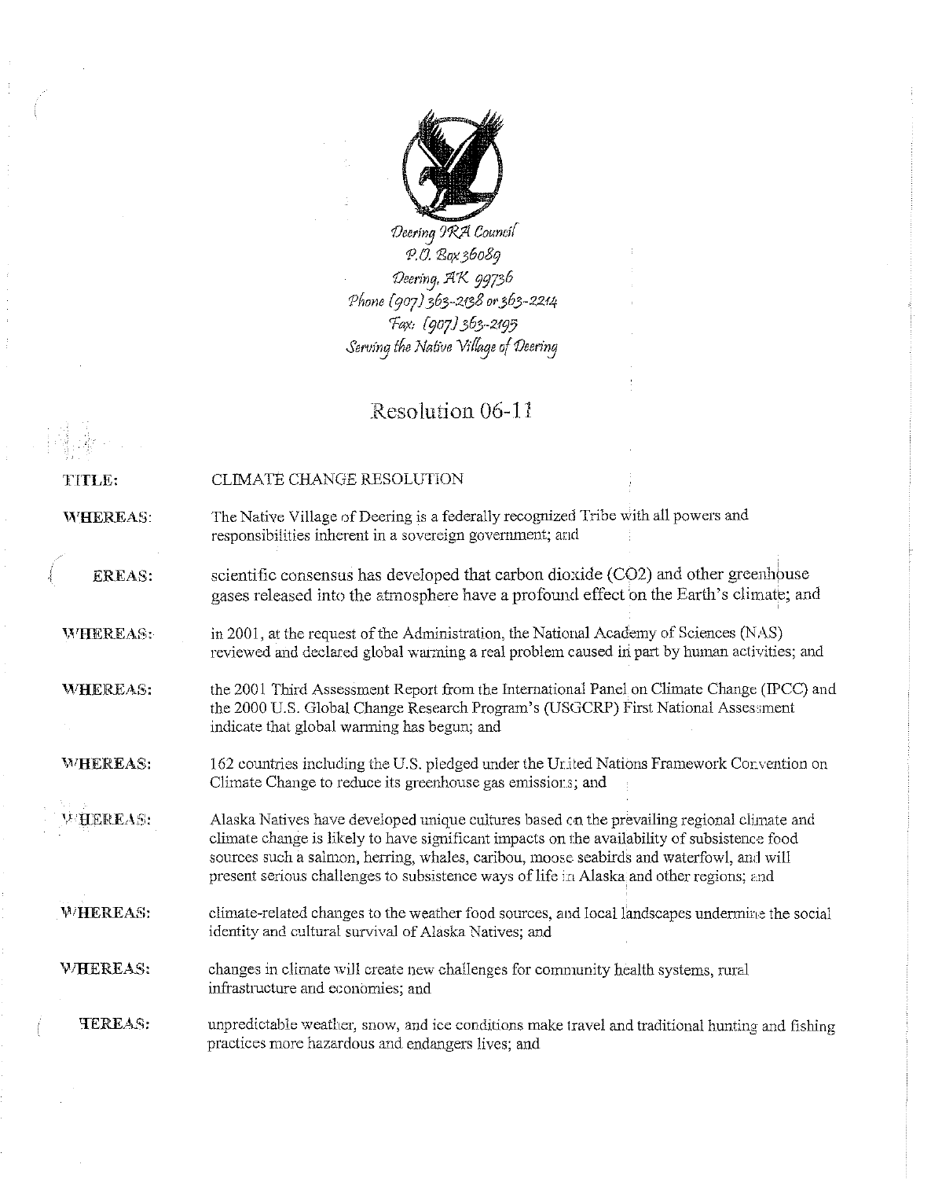Deering IRA Council
P.O. Box 36089
Deering, AK 99736
Phone (907) 363-2138 or 363-2214
Fax: (907) 363-2195
Serving the Native Village of Deering

# Resolution 06-11

**TITLE:** CLIMATE CHANGE RESOLUTION

**WHEREAS:** The Native Village of Deering is a federally recognized Tribe with all powers and responsibilities inherent in a sovereign government; and

**WHEREAS:** scientific consensus has developed that carbon dioxide ($CO_2$) and other greenhouse gases released into the atmosphere have a profound effect on the Earth's climate; and

**WHEREAS:** in 2001, at the request of the Administration, the National Academy of Sciences (NAS) reviewed and declared global warming a real problem caused in part by human activities; and

**WHEREAS:** the 2001 Third Assessment Report from the International Panel on Climate Change (IPCC) and the 2000 U.S. Global Change Research Program's (USGCRP) First National Assessment indicate that global warming has begun; and

**WHEREAS:** 162 countries including the U.S. pledged under the United Nations Framework Convention on Climate Change to reduce its greenhouse gas emissions; and

**WHEREAS:** Alaska Natives have developed unique cultures based on the prevailing regional climate and climate change is likely to have significant impacts on the availability of subsistence food sources such a salmon, herring, whales, caribou, moose seabirds and waterfowl, and will present serious challenges to subsistence ways of life in Alaska and other regions; and

**WHEREAS:** climate-related changes to the weather food sources, and local landscapes undermine the social identity and cultural survival of Alaska Natives; and

**WHEREAS:** changes in climate will create new challenges for community health systems, rural infrastructure and economies; and

**WHEREAS:** unpredictable weather, snow, and ice conditions make travel and traditional hunting and fishing practices more hazardous and endangers lives; and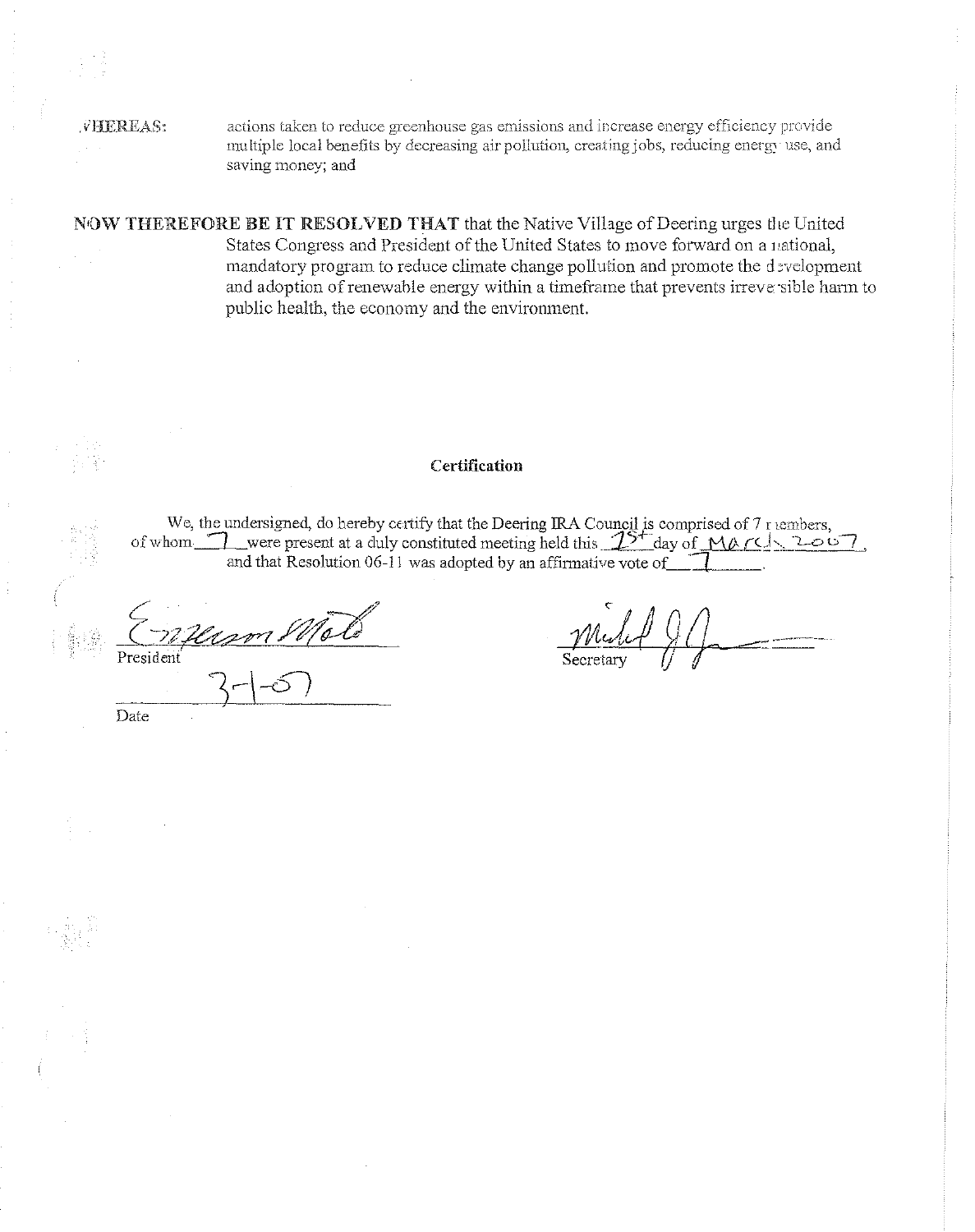WHEREAS: actions taken to reduce greenhouse gas emissions and increase energy efficiency provide multiple local benefits by decreasing air pollution, creating jobs, reducing energy use, and saving money; and

**NOW THEREFORE BE IT RESOLVED THAT** that the Native Village of Deering urges the United States Congress and President of the United States to move forward on a national, mandatory program to reduce climate change pollution and promote the development and adoption of renewable energy within a timeframe that prevents irreversible harm to public health, the economy and the environment.

**Certification**

We, the undersigned, do hereby certify that the Deering IRA Council is comprised of 7 members, of whom 7 were present at a duly constituted meeting held this 1st day of March 2007, and that Resolution 06-11 was adopted by an affirmative vote of 7.

President

Secretary

3-1-07

Date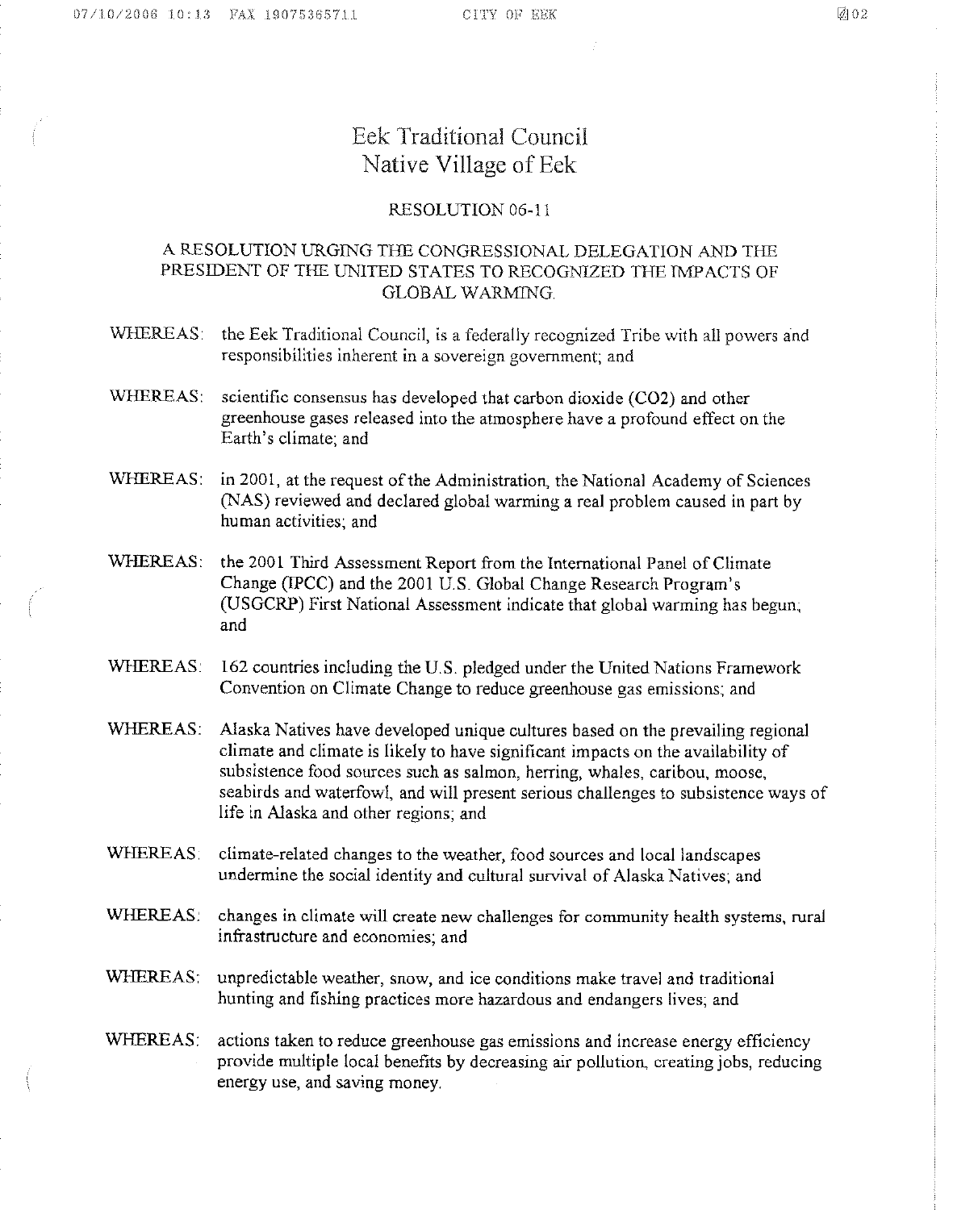# Eek Traditional Council
## Native Village of Eek

### RESOLUTION 06-11

### A RESOLUTION URGING THE CONGRESSIONAL DELEGATION AND THE PRESIDENT OF THE UNITED STATES TO RECOGNIZED THE IMPACTS OF GLOBAL WARMING.

WHEREAS: the Eek Traditional Council, is a federally recognized Tribe with all powers and responsibilities inherent in a sovereign government; and

WHEREAS: scientific consensus has developed that carbon dioxide ($CO_2$) and other greenhouse gases released into the atmosphere have a profound effect on the Earth's climate; and

WHEREAS: in 2001, at the request of the Administration, the National Academy of Sciences (NAS) reviewed and declared global warming a real problem caused in part by human activities; and

WHEREAS: the 2001 Third Assessment Report from the International Panel of Climate Change (IPCC) and the 2001 U.S. Global Change Research Program's (USGCRP) First National Assessment indicate that global warming has begun; and

WHEREAS: 162 countries including the U.S. pledged under the United Nations Framework Convention on Climate Change to reduce greenhouse gas emissions; and

WHEREAS: Alaska Natives have developed unique cultures based on the prevailing regional climate and climate is likely to have significant impacts on the availability of subsistence food sources such as salmon, herring, whales, caribou, moose, seabirds and waterfowl, and will present serious challenges to subsistence ways of life in Alaska and other regions; and

WHEREAS: climate-related changes to the weather, food sources and local landscapes undermine the social identity and cultural survival of Alaska Natives; and

WHEREAS: changes in climate will create new challenges for community health systems, rural infrastructure and economies; and

WHEREAS: unpredictable weather, snow, and ice conditions make travel and traditional hunting and fishing practices more hazardous and endangers lives; and

WHEREAS: actions taken to reduce greenhouse gas emissions and increase energy efficiency provide multiple local benefits by decreasing air pollution, creating jobs, reducing energy use, and saving money.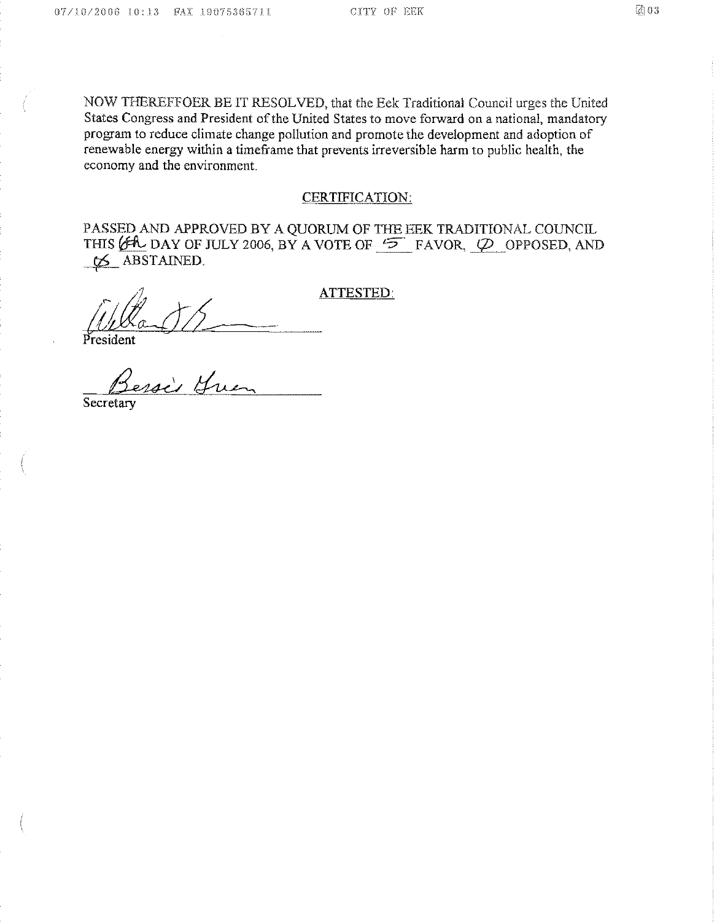NOW THEREFFOER BE IT RESOLVED, that the Eek Traditional Council urges the United States Congress and President of the United States to move forward on a national, mandatory program to reduce climate change pollution and promote the development and adoption of renewable energy within a timeframe that prevents irreversible harm to public health, the economy and the environment.

CERTIFICATION:

PASSED AND APPROVED BY A QUORUM OF THE EEK TRADITIONAL COUNCIL THIS 6th DAY OF JULY 2006, BY A VOTE OF 5 FAVOR, 0 OPPOSED, AND 06 ABSTAINED.

ATTESTED:

President

Bessie Green

Secretary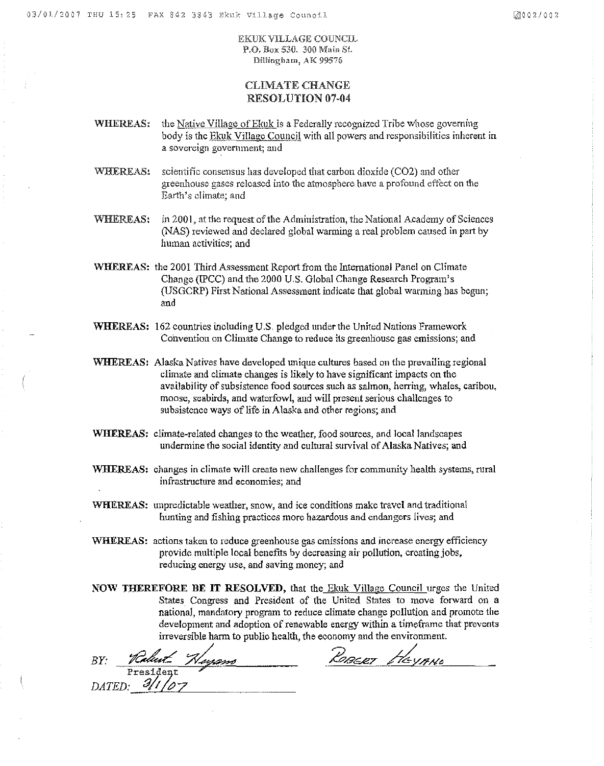EKUK VILLAGE COUNCIL
P.O. Box 530. 300 Main St.
Dillingham, AK 99576

## CLIMATE CHANGE RESOLUTION 07-04

**WHEREAS:** the Native Village of Ekuk is a Federally recognized Tribe whose governing body is the Ekuk Village Council with all powers and responsibilities inherent in a sovereign government; and

**WHEREAS:** scientific consensus has developed that carbon dioxide ($CO_2$) and other greenhouse gases released into the atmosphere have a profound effect on the Earth's climate; and

**WHEREAS:** in 2001, at the request of the Administration, the National Academy of Sciences (NAS) reviewed and declared global warming a real problem caused in part by human activities; and

**WHEREAS:** the 2001 Third Assessment Report from the International Panel on Climate Change (IPCC) and the 2000 U.S. Global Change Research Program's (USGCRP) First National Assessment indicate that global warming has begun; and

**WHEREAS:** 162 countries including U.S. pledged under the United Nations Framework Convention on Climate Change to reduce its greenhouse gas emissions; and

**WHEREAS:** Alaska Natives have developed unique cultures based on the prevailing regional climate and climate changes is likely to have significant impacts on the availability of subsistence food sources such as salmon, herring, whales, caribou, moose, seabirds, and waterfowl, and will present serious challenges to subsistence ways of life in Alaska and other regions; and

**WHEREAS:** climate-related changes to the weather, food sources, and local landscapes undermine the social identity and cultural survival of Alaska Natives; and

**WHEREAS:** changes in climate will create new challenges for community health systems, rural infrastructure and economies; and

**WHEREAS:** unpredictable weather, snow, and ice conditions make travel and traditional hunting and fishing practices more hazardous and endangers lives; and

**WHEREAS:** actions taken to reduce greenhouse gas emissions and increase energy efficiency provide multiple local benefits by decreasing air pollution, creating jobs, reducing energy use, and saving money; and

**NOW THEREFORE BE IT RESOLVED,** that the Ekuk Village Council urges the United States Congress and President of the United States to move forward on a national, mandatory program to reduce climate change pollution and promote the development and adoption of renewable energy within a timeframe that prevents irreversible harm to public health, the economy and the environment.

*BY:* Robert Heyano (signature) — ROBERT HEYANO
President

*DATED:* 3/1/07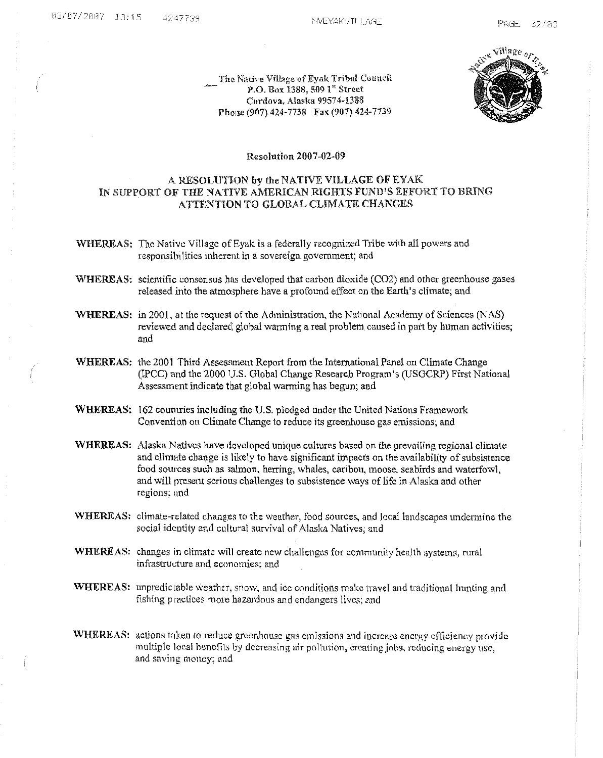The Native Village of Eyak Tribal Council
P.O. Box 1388, 509 1[st] Street
Cordova, Alaska 99574-1388
Phone (907) 424-7738 Fax (907) 424-7739

**Resolution 2007-02-09**

**A RESOLUTION by the NATIVE VILLAGE OF EYAK IN SUPPORT OF THE NATIVE AMERICAN RIGHTS FUND'S EFFORT TO BRING ATTENTION TO GLOBAL CLIMATE CHANGES**

**WHEREAS:** The Native Village of Eyak is a federally recognized Tribe with all powers and responsibilities inherent in a sovereign government; and

**WHEREAS:** scientific consensus has developed that carbon dioxide ($CO_2$) and other greenhouse gases released into the atmosphere have a profound effect on the Earth's climate; and

**WHEREAS:** in 2001, at the request of the Administration, the National Academy of Sciences (NAS) reviewed and declared global warming a real problem caused in part by human activities; and

**WHEREAS:** the 2001 Third Assessment Report from the International Panel on Climate Change (IPCC) and the 2000 U.S. Global Change Research Program's (USGCRP) First National Assessment indicate that global warming has begun; and

**WHEREAS:** 162 countries including the U.S. pledged under the United Nations Framework Convention on Climate Change to reduce its greenhouse gas emissions; and

**WHEREAS:** Alaska Natives have developed unique cultures based on the prevailing regional climate and climate change is likely to have significant impacts on the availability of subsistence food sources such as salmon, herring, whales, caribou, moose, seabirds and waterfowl, and will present serious challenges to subsistence ways of life in Alaska and other regions; and

**WHEREAS:** climate-related changes to the weather, food sources, and local landscapes undermine the social identity and cultural survival of Alaska Natives; and

**WHEREAS:** changes in climate will create new challenges for community health systems, rural infrastructure and economies; and

**WHEREAS:** unpredictable weather, snow, and ice conditions make travel and traditional hunting and fishing practices more hazardous and endangers lives; and

**WHEREAS:** actions taken to reduce greenhouse gas emissions and increase energy efficiency provide multiple local benefits by decreasing air pollution, creating jobs, reducing energy use, and saving money; and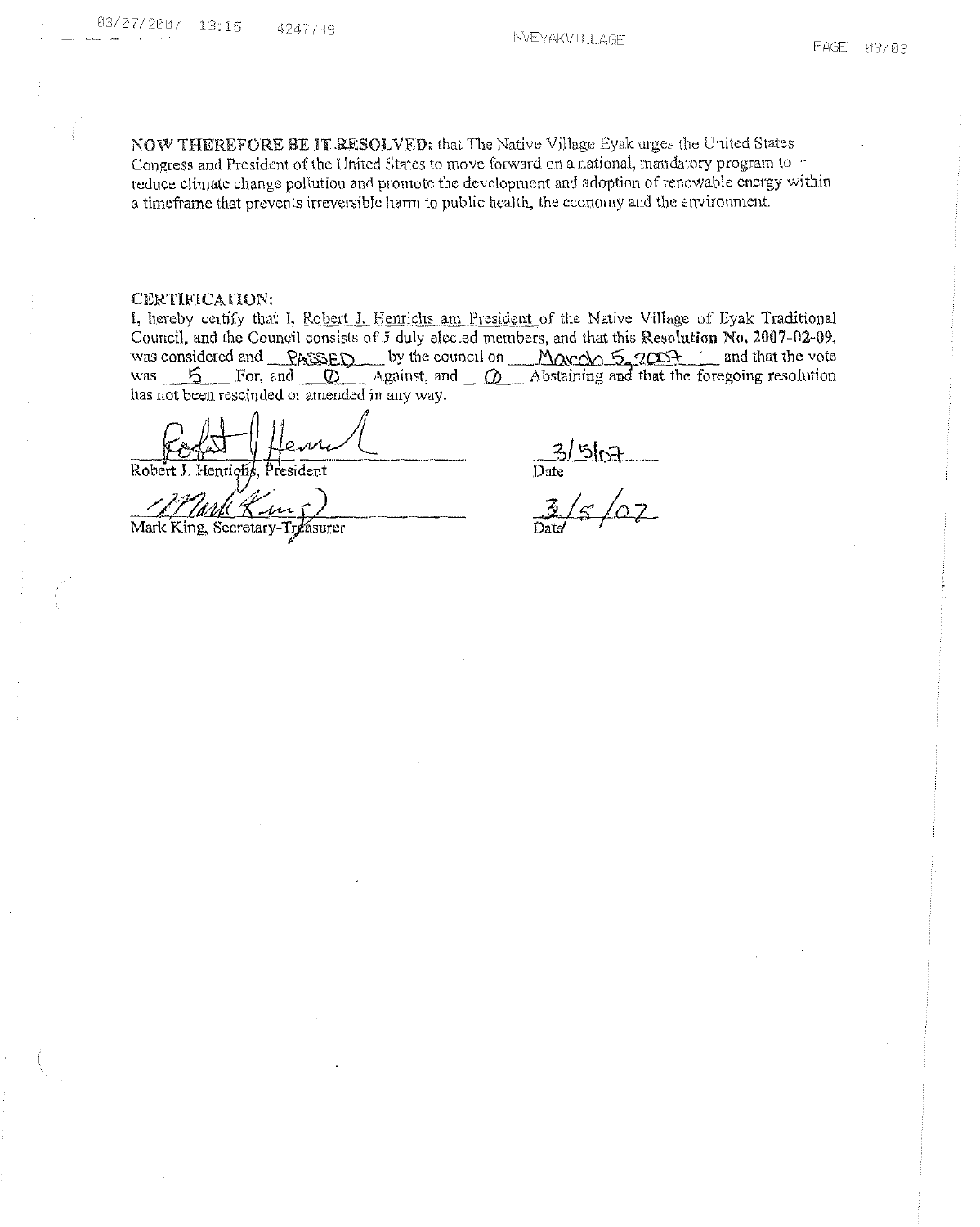**NOW THEREFORE BE IT RESOLVED:** that The Native Village Eyak urges the United States Congress and President of the United States to move forward on a national, mandatory program to reduce climate change pollution and promote the development and adoption of renewable energy within a timeframe that prevents irreversible harm to public health, the economy and the environment.

**CERTIFICATION:**

I, hereby certify that I, Robert J. Henrichs am President of the Native Village of Eyak Traditional Council, and the Council consists of 5 duly elected members, and that this **Resolution No. 2007-02-09**, was considered and PASSED by the council on March 5, 2007 and that the vote was 5 For, and 0 Against, and 0 Abstaining and that the foregoing resolution has not been rescinded or amended in any way.

Robert J. Henrichs, President — Date: 3/5/07

Mark King, Secretary-Treasurer — Date: 3/5/07